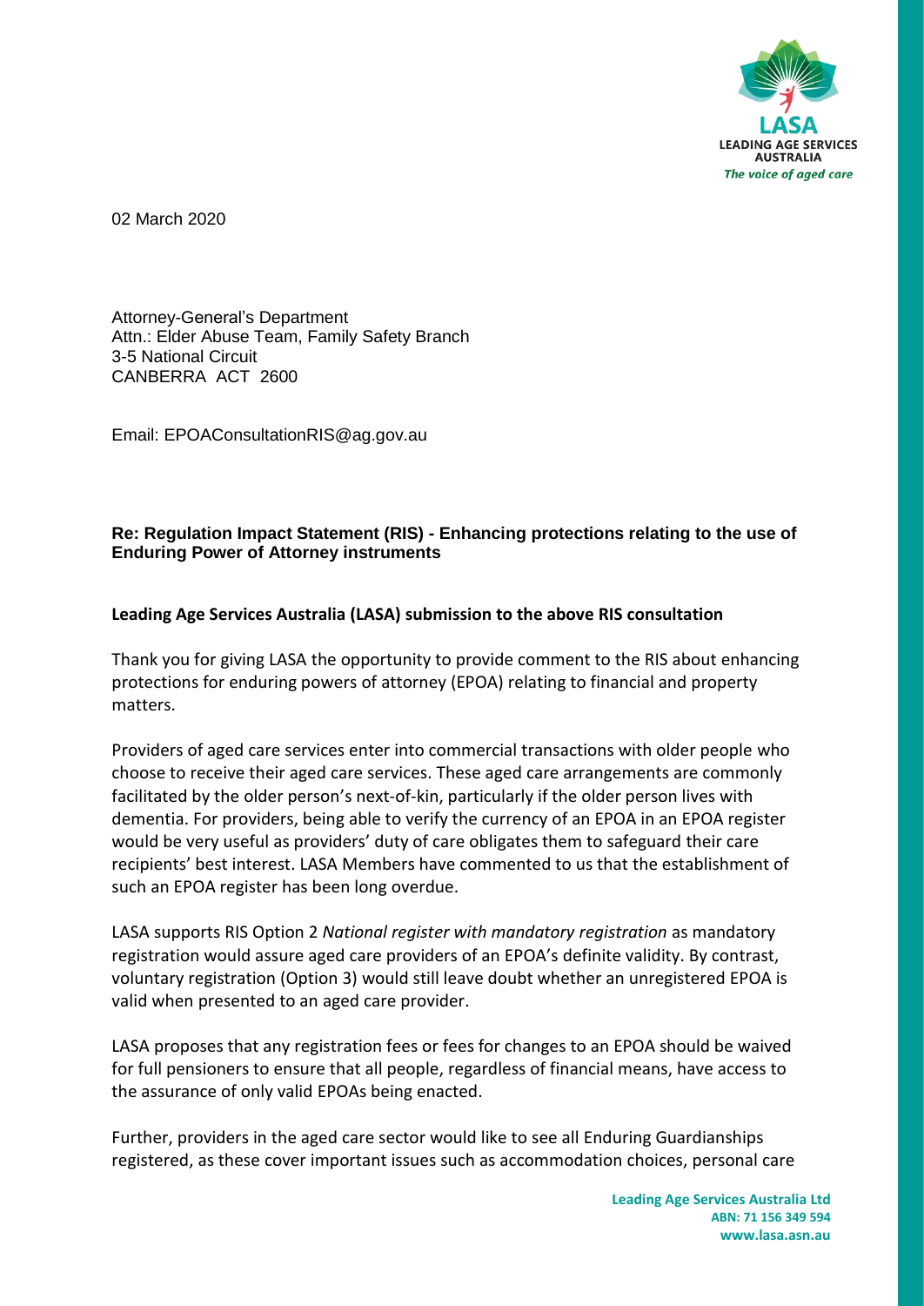02 March 2020

Attorney-General's Department
Attn.: Elder Abuse Team, Family Safety Branch
3-5 National Circuit
CANBERRA ACT 2600

Email: EPOAConsultationRIS@ag.gov.au

**Re: Regulation Impact Statement (RIS) - Enhancing protections relating to the use of Enduring Power of Attorney instruments**

**Leading Age Services Australia (LASA) submission to the above RIS consultation**

Thank you for giving LASA the opportunity to provide comment to the RIS about enhancing protections for enduring powers of attorney (EPOA) relating to financial and property matters.

Providers of aged care services enter into commercial transactions with older people who choose to receive their aged care services. These aged care arrangements are commonly facilitated by the older person's next-of-kin, particularly if the older person lives with dementia. For providers, being able to verify the currency of an EPOA in an EPOA register would be very useful as providers' duty of care obligates them to safeguard their care recipients' best interest. LASA Members have commented to us that the establishment of such an EPOA register has been long overdue.

LASA supports RIS Option 2 *National register with mandatory registration* as mandatory registration would assure aged care providers of an EPOA's definite validity. By contrast, voluntary registration (Option 3) would still leave doubt whether an unregistered EPOA is valid when presented to an aged care provider.

LASA proposes that any registration fees or fees for changes to an EPOA should be waived for full pensioners to ensure that all people, regardless of financial means, have access to the assurance of only valid EPOAs being enacted.

Further, providers in the aged care sector would like to see all Enduring Guardianships registered, as these cover important issues such as accommodation choices, personal care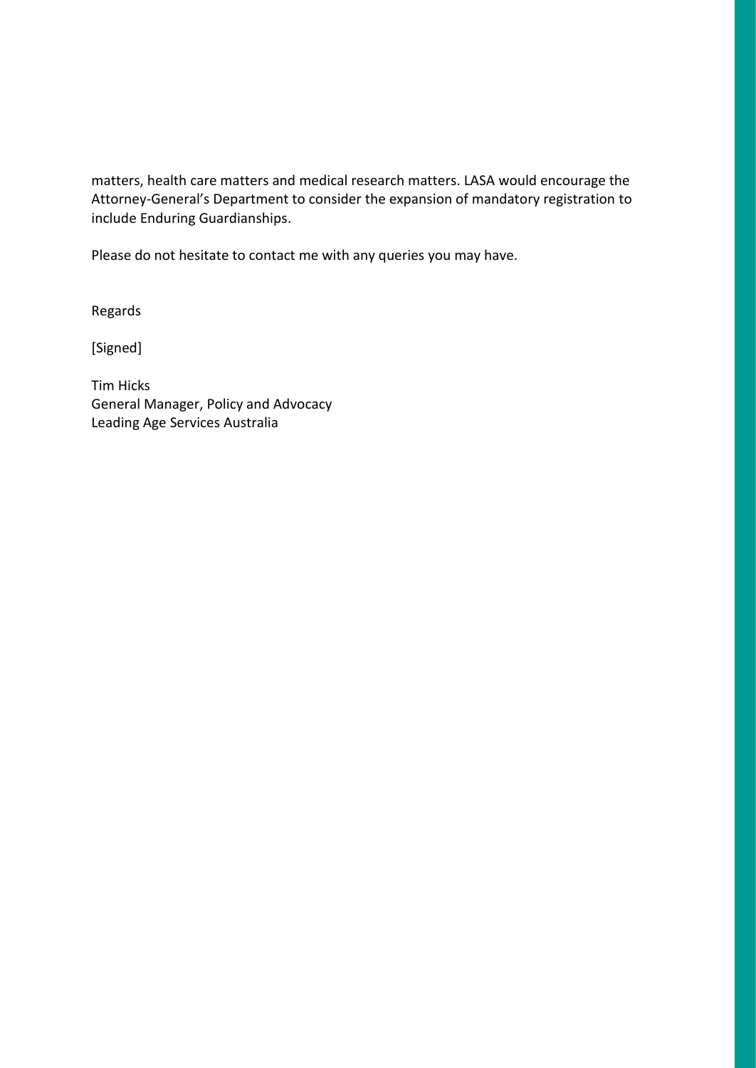matters, health care matters and medical research matters. LASA would encourage the Attorney-General's Department to consider the expansion of mandatory registration to include Enduring Guardianships.

Please do not hesitate to contact me with any queries you may have.

Regards

[Signed]

Tim Hicks  
General Manager, Policy and Advocacy  
Leading Age Services Australia